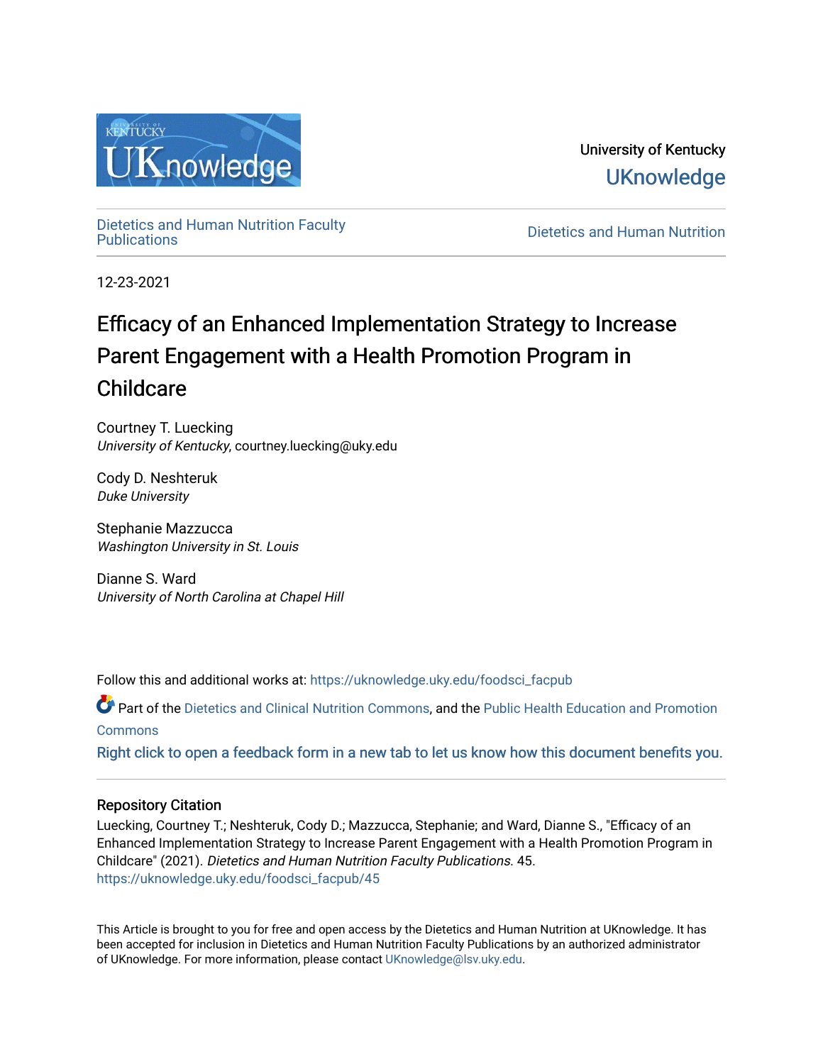University of Kentucky

UKnowledge

Dietetics and Human Nutrition Faculty Publications

Dietetics and Human Nutrition

12-23-2021

# Efficacy of an Enhanced Implementation Strategy to Increase Parent Engagement with a Health Promotion Program in Childcare

Courtney T. Luecking
*University of Kentucky*, courtney.luecking@uky.edu

Cody D. Neshteruk
*Duke University*

Stephanie Mazzucca
*Washington University in St. Louis*

Dianne S. Ward
*University of North Carolina at Chapel Hill*

Follow this and additional works at: https://uknowledge.uky.edu/foodsci_facpub

Part of the Dietetics and Clinical Nutrition Commons, and the Public Health Education and Promotion Commons

Right click to open a feedback form in a new tab to let us know how this document benefits you.

## Repository Citation

Luecking, Courtney T.; Neshteruk, Cody D.; Mazzucca, Stephanie; and Ward, Dianne S., "Efficacy of an Enhanced Implementation Strategy to Increase Parent Engagement with a Health Promotion Program in Childcare" (2021). *Dietetics and Human Nutrition Faculty Publications*. 45.
https://uknowledge.uky.edu/foodsci_facpub/45

This Article is brought to you for free and open access by the Dietetics and Human Nutrition at UKnowledge. It has been accepted for inclusion in Dietetics and Human Nutrition Faculty Publications by an authorized administrator of UKnowledge. For more information, please contact UKnowledge@lsv.uky.edu.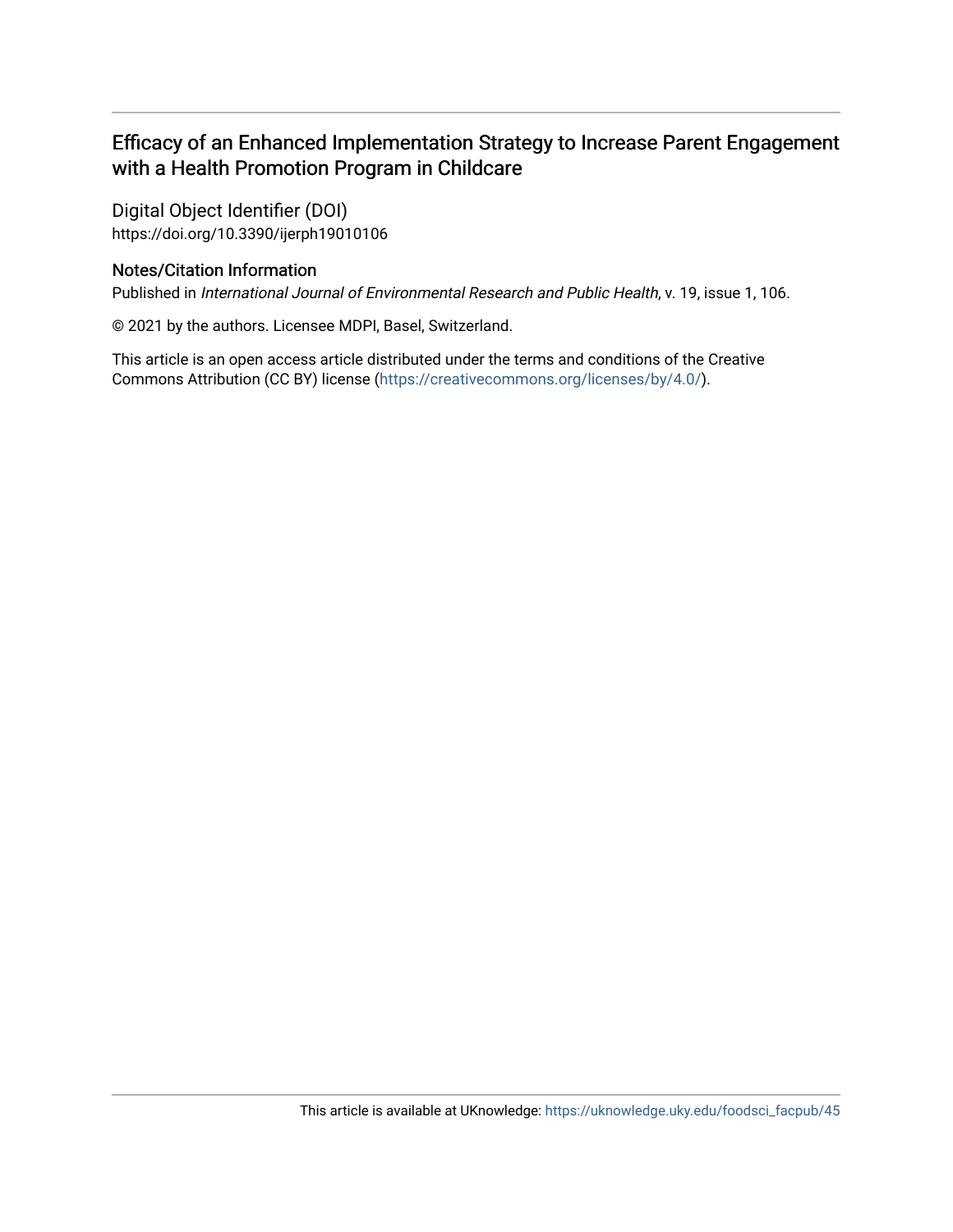# Efficacy of an Enhanced Implementation Strategy to Increase Parent Engagement with a Health Promotion Program in Childcare

## Digital Object Identifier (DOI)

https://doi.org/10.3390/ijerph19010106

## Notes/Citation Information

Published in *International Journal of Environmental Research and Public Health*, v. 19, issue 1, 106.

© 2021 by the authors. Licensee MDPI, Basel, Switzerland.

This article is an open access article distributed under the terms and conditions of the Creative Commons Attribution (CC BY) license (https://creativecommons.org/licenses/by/4.0/).

This article is available at UKnowledge: https://uknowledge.uky.edu/foodsci_facpub/45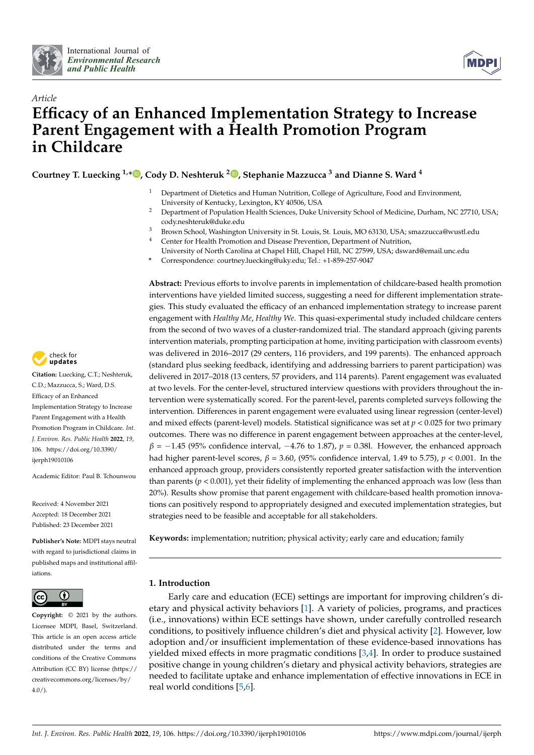Article

# Efficacy of an Enhanced Implementation Strategy to Increase Parent Engagement with a Health Promotion Program in Childcare

**Courtney T. Luecking [1,*], Cody D. Neshteruk [2], Stephanie Mazzucca [3] and Dianne S. Ward [4]**

[1] Department of Dietetics and Human Nutrition, College of Agriculture, Food and Environment, University of Kentucky, Lexington, KY 40506, USA
[2] Department of Population Health Sciences, Duke University School of Medicine, Durham, NC 27710, USA; cody.neshteruk@duke.edu
[3] Brown School, Washington University in St. Louis, St. Louis, MO 63130, USA; smazzucca@wustl.edu
[4] Center for Health Promotion and Disease Prevention, Department of Nutrition, University of North Carolina at Chapel Hill, Chapel Hill, NC 27599, USA; dsward@email.unc.edu
* Correspondence: courtney.luecking@uky.edu; Tel.: +1-859-257-9047

**Citation:** Luecking, C.T.; Neshteruk, C.D.; Mazzucca, S.; Ward, D.S. Efficacy of an Enhanced Implementation Strategy to Increase Parent Engagement with a Health Promotion Program in Childcare. *Int. J. Environ. Res. Public Health* **2022**, *19*, 106. https://doi.org/10.3390/ijerph19010106

Academic Editor: Paul B. Tchounwou

Received: 4 November 2021
Accepted: 18 December 2021
Published: 23 December 2021

**Publisher's Note:** MDPI stays neutral with regard to jurisdictional claims in published maps and institutional affiliations.

**Copyright:** © 2021 by the authors. Licensee MDPI, Basel, Switzerland. This article is an open access article distributed under the terms and conditions of the Creative Commons Attribution (CC BY) license (https://creativecommons.org/licenses/by/4.0/).

**Abstract:** Previous efforts to involve parents in implementation of childcare-based health promotion interventions have yielded limited success, suggesting a need for different implementation strategies. This study evaluated the efficacy of an enhanced implementation strategy to increase parent engagement with *Healthy Me*, *Healthy We*. This quasi-experimental study included childcare centers from the second of two waves of a cluster-randomized trial. The standard approach (giving parents intervention materials, prompting participation at home, inviting participation with classroom events) was delivered in 2016–2017 (29 centers, 116 providers, and 199 parents). The enhanced approach (standard plus seeking feedback, identifying and addressing barriers to parent participation) was delivered in 2017–2018 (13 centers, 57 providers, and 114 parents). Parent engagement was evaluated at two levels. For the center-level, structured interview questions with providers throughout the intervention were systematically scored. For the parent-level, parents completed surveys following the intervention. Differences in parent engagement were evaluated using linear regression (center-level) and mixed effects (parent-level) models. Statistical significance was set at $p < 0.025$ for two primary outcomes. There was no difference in parent engagement between approaches at the center-level, $\beta = -1.45$ (95% confidence interval, $-4.76$ to 1.87), $p = 0.38$l. However, the enhanced approach had higher parent-level scores, $\beta = 3.60$, (95% confidence interval, 1.49 to 5.75), $p < 0.001$. In the enhanced approach group, providers consistently reported greater satisfaction with the intervention than parents ($p < 0.001$), yet their fidelity of implementing the enhanced approach was low (less than 20%). Results show promise that parent engagement with childcare-based health promotion innovations can positively respond to appropriately designed and executed implementation strategies, but strategies need to be feasible and acceptable for all stakeholders.

**Keywords:** implementation; nutrition; physical activity; early care and education; family

## 1. Introduction

Early care and education (ECE) settings are important for improving children's dietary and physical activity behaviors [1]. A variety of policies, programs, and practices (i.e., innovations) within ECE settings have shown, under carefully controlled research conditions, to positively influence children's diet and physical activity [2]. However, low adoption and/or insufficient implementation of these evidence-based innovations has yielded mixed effects in more pragmatic conditions [3,4]. In order to produce sustained positive change in young children's dietary and physical activity behaviors, strategies are needed to facilitate uptake and enhance implementation of effective innovations in ECE in real world conditions [5,6].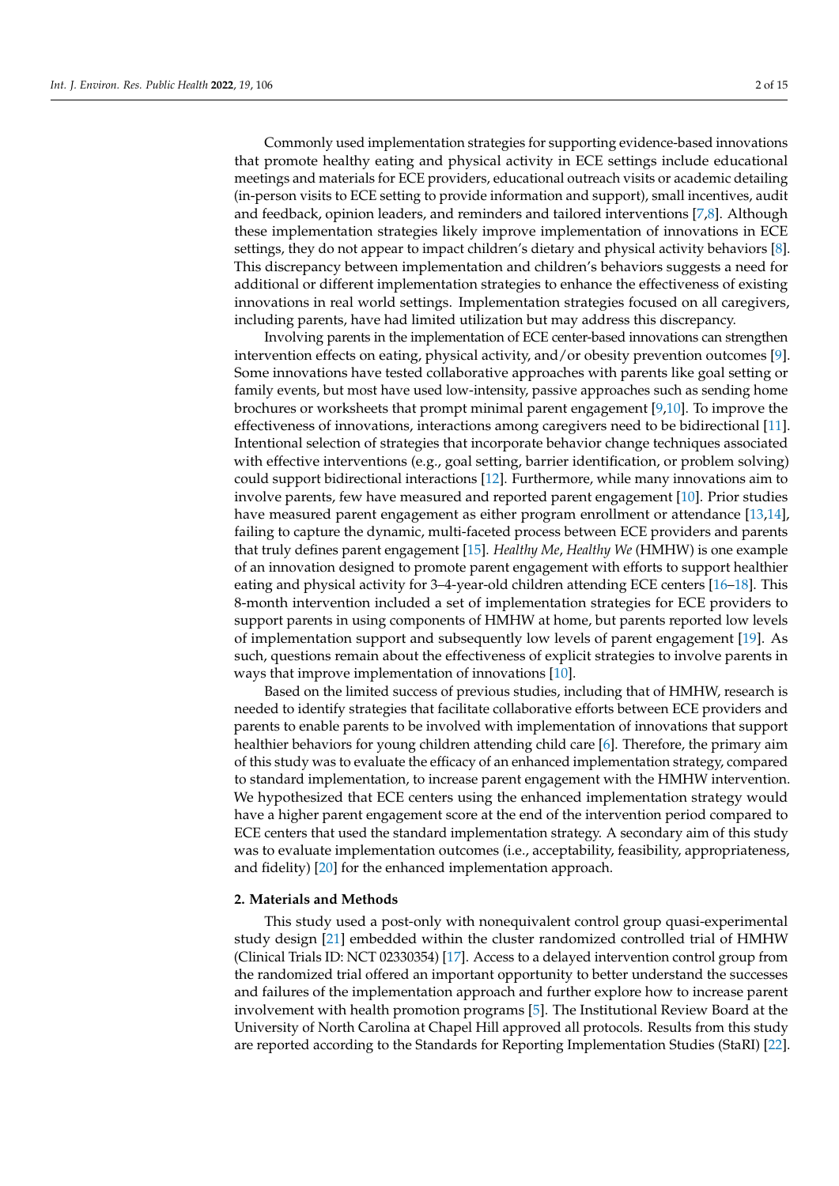Commonly used implementation strategies for supporting evidence-based innovations that promote healthy eating and physical activity in ECE settings include educational meetings and materials for ECE providers, educational outreach visits or academic detailing (in-person visits to ECE setting to provide information and support), small incentives, audit and feedback, opinion leaders, and reminders and tailored interventions [7,8]. Although these implementation strategies likely improve implementation of innovations in ECE settings, they do not appear to impact children's dietary and physical activity behaviors [8]. This discrepancy between implementation and children's behaviors suggests a need for additional or different implementation strategies to enhance the effectiveness of existing innovations in real world settings. Implementation strategies focused on all caregivers, including parents, have had limited utilization but may address this discrepancy.

Involving parents in the implementation of ECE center-based innovations can strengthen intervention effects on eating, physical activity, and/or obesity prevention outcomes [9]. Some innovations have tested collaborative approaches with parents like goal setting or family events, but most have used low-intensity, passive approaches such as sending home brochures or worksheets that prompt minimal parent engagement [9,10]. To improve the effectiveness of innovations, interactions among caregivers need to be bidirectional [11]. Intentional selection of strategies that incorporate behavior change techniques associated with effective interventions (e.g., goal setting, barrier identification, or problem solving) could support bidirectional interactions [12]. Furthermore, while many innovations aim to involve parents, few have measured and reported parent engagement [10]. Prior studies have measured parent engagement as either program enrollment or attendance [13,14], failing to capture the dynamic, multi-faceted process between ECE providers and parents that truly defines parent engagement [15]. *Healthy Me, Healthy We* (HMHW) is one example of an innovation designed to promote parent engagement with efforts to support healthier eating and physical activity for 3–4-year-old children attending ECE centers [16–18]. This 8-month intervention included a set of implementation strategies for ECE providers to support parents in using components of HMHW at home, but parents reported low levels of implementation support and subsequently low levels of parent engagement [19]. As such, questions remain about the effectiveness of explicit strategies to involve parents in ways that improve implementation of innovations [10].

Based on the limited success of previous studies, including that of HMHW, research is needed to identify strategies that facilitate collaborative efforts between ECE providers and parents to enable parents to be involved with implementation of innovations that support healthier behaviors for young children attending child care [6]. Therefore, the primary aim of this study was to evaluate the efficacy of an enhanced implementation strategy, compared to standard implementation, to increase parent engagement with the HMHW intervention. We hypothesized that ECE centers using the enhanced implementation strategy would have a higher parent engagement score at the end of the intervention period compared to ECE centers that used the standard implementation strategy. A secondary aim of this study was to evaluate implementation outcomes (i.e., acceptability, feasibility, appropriateness, and fidelity) [20] for the enhanced implementation approach.

## 2. Materials and Methods

This study used a post-only with nonequivalent control group quasi-experimental study design [21] embedded within the cluster randomized controlled trial of HMHW (Clinical Trials ID: NCT 02330354) [17]. Access to a delayed intervention control group from the randomized trial offered an important opportunity to better understand the successes and failures of the implementation approach and further explore how to increase parent involvement with health promotion programs [5]. The Institutional Review Board at the University of North Carolina at Chapel Hill approved all protocols. Results from this study are reported according to the Standards for Reporting Implementation Studies (StaRI) [22].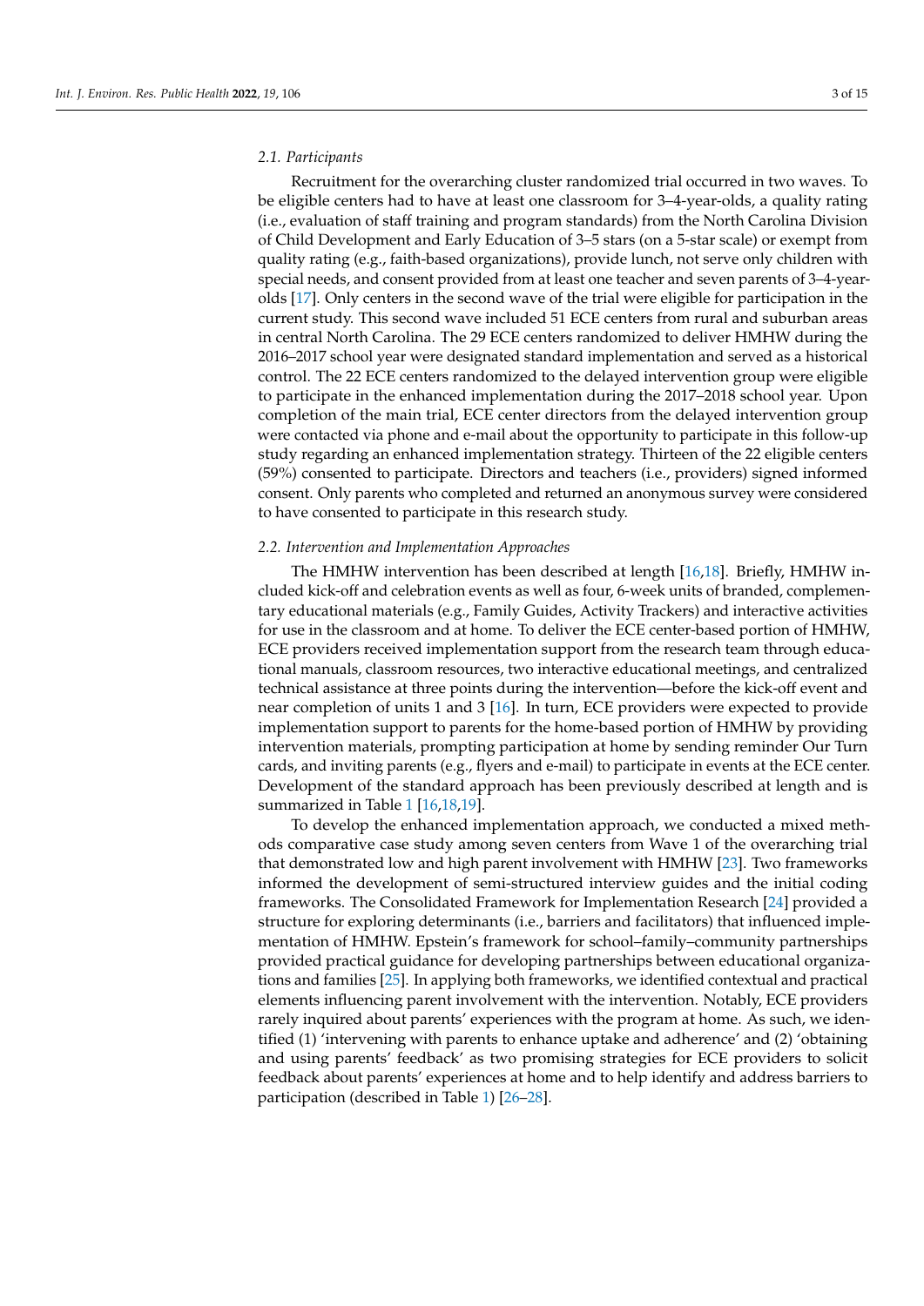### 2.1. Participants

Recruitment for the overarching cluster randomized trial occurred in two waves. To be eligible centers had to have at least one classroom for 3–4-year-olds, a quality rating (i.e., evaluation of staff training and program standards) from the North Carolina Division of Child Development and Early Education of 3–5 stars (on a 5-star scale) or exempt from quality rating (e.g., faith-based organizations), provide lunch, not serve only children with special needs, and consent provided from at least one teacher and seven parents of 3–4-year-olds [17]. Only centers in the second wave of the trial were eligible for participation in the current study. This second wave included 51 ECE centers from rural and suburban areas in central North Carolina. The 29 ECE centers randomized to deliver HMHW during the 2016–2017 school year were designated standard implementation and served as a historical control. The 22 ECE centers randomized to the delayed intervention group were eligible to participate in the enhanced implementation during the 2017–2018 school year. Upon completion of the main trial, ECE center directors from the delayed intervention group were contacted via phone and e-mail about the opportunity to participate in this follow-up study regarding an enhanced implementation strategy. Thirteen of the 22 eligible centers (59%) consented to participate. Directors and teachers (i.e., providers) signed informed consent. Only parents who completed and returned an anonymous survey were considered to have consented to participate in this research study.

### 2.2. Intervention and Implementation Approaches

The HMHW intervention has been described at length [16,18]. Briefly, HMHW included kick-off and celebration events as well as four, 6-week units of branded, complementary educational materials (e.g., Family Guides, Activity Trackers) and interactive activities for use in the classroom and at home. To deliver the ECE center-based portion of HMHW, ECE providers received implementation support from the research team through educational manuals, classroom resources, two interactive educational meetings, and centralized technical assistance at three points during the intervention—before the kick-off event and near completion of units 1 and 3 [16]. In turn, ECE providers were expected to provide implementation support to parents for the home-based portion of HMHW by providing intervention materials, prompting participation at home by sending reminder Our Turn cards, and inviting parents (e.g., flyers and e-mail) to participate in events at the ECE center. Development of the standard approach has been previously described at length and is summarized in Table 1 [16,18,19].

To develop the enhanced implementation approach, we conducted a mixed methods comparative case study among seven centers from Wave 1 of the overarching trial that demonstrated low and high parent involvement with HMHW [23]. Two frameworks informed the development of semi-structured interview guides and the initial coding frameworks. The Consolidated Framework for Implementation Research [24] provided a structure for exploring determinants (i.e., barriers and facilitators) that influenced implementation of HMHW. Epstein's framework for school–family–community partnerships provided practical guidance for developing partnerships between educational organizations and families [25]. In applying both frameworks, we identified contextual and practical elements influencing parent involvement with the intervention. Notably, ECE providers rarely inquired about parents' experiences with the program at home. As such, we identified (1) 'intervening with parents to enhance uptake and adherence' and (2) 'obtaining and using parents' feedback' as two promising strategies for ECE providers to solicit feedback about parents' experiences at home and to help identify and address barriers to participation (described in Table 1) [26–28].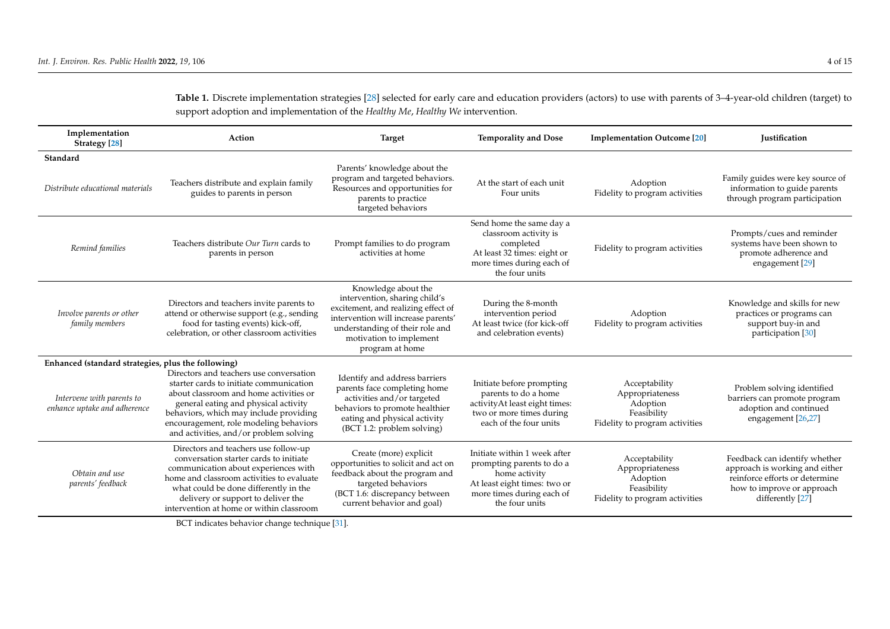**Table 1.** Discrete implementation strategies [28] selected for early care and education providers (actors) to use with parents of 3–4-year-old children (target) to support adoption and implementation of the *Healthy Me*, *Healthy We* intervention.

| Implementation Strategy [28] | Action | Target | Temporality and Dose | Implementation Outcome [20] | Justification |
|---|---|---|---|---|---|
| **Standard** | | | | | |
| *Distribute educational materials* | Teachers distribute and explain family guides to parents in person | Parents' knowledge about the program and targeted behaviors. Resources and opportunities for parents to practice targeted behaviors | At the start of each unit Four units | Adoption Fidelity to program activities | Family guides were key source of information to guide parents through program participation |
| *Remind families* | Teachers distribute *Our Turn* cards to parents in person | Prompt families to do program activities at home | Send home the same day a classroom activity is completed At least 32 times: eight or more times during each of the four units | Fidelity to program activities | Prompts/cues and reminder systems have been shown to promote adherence and engagement [29] |
| *Involve parents or other family members* | Directors and teachers invite parents to attend or otherwise support (e.g., sending food for tasting events) kick-off, celebration, or other classroom activities | Knowledge about the intervention, sharing child's excitement, and realizing effect of intervention will increase parents' understanding of their role and motivation to implement program at home | During the 8-month intervention period At least twice (for kick-off and celebration events) | Adoption Fidelity to program activities | Knowledge and skills for new practices or programs can support buy-in and participation [30] |
| **Enhanced (standard strategies, plus the following)** | | | | | |
| *Intervene with parents to enhance uptake and adherence* | Directors and teachers use conversation starter cards to initiate communication about classroom and home activities or general eating and physical activity behaviors, which may include providing encouragement, role modeling behaviors and activities, and/or problem solving | Identify and address barriers parents face completing home activities and/or targeted behaviors to promote healthier eating and physical activity (BCT 1.2: problem solving) | Initiate before prompting parents to do a home activityAt least eight times: two or more times during each of the four units | Acceptability Appropriateness Adoption Feasibility Fidelity to program activities | Problem solving identified barriers can promote program adoption and continued engagement [26,27] |
| *Obtain and use parents' feedback* | Directors and teachers use follow-up conversation starter cards to initiate communication about experiences with home and classroom activities to evaluate what could be done differently in the delivery or support to deliver the intervention at home or within classroom | Create (more) explicit opportunities to solicit and act on feedback about the program and targeted behaviors (BCT 1.6: discrepancy between current behavior and goal) | Initiate within 1 week after prompting parents to do a home activity At least eight times: two or more times during each of the four units | Acceptability Appropriateness Adoption Feasibility Fidelity to program activities | Feedback can identify whether approach is working and either reinforce efforts or determine how to improve or approach differently [27] |

BCT indicates behavior change technique [31].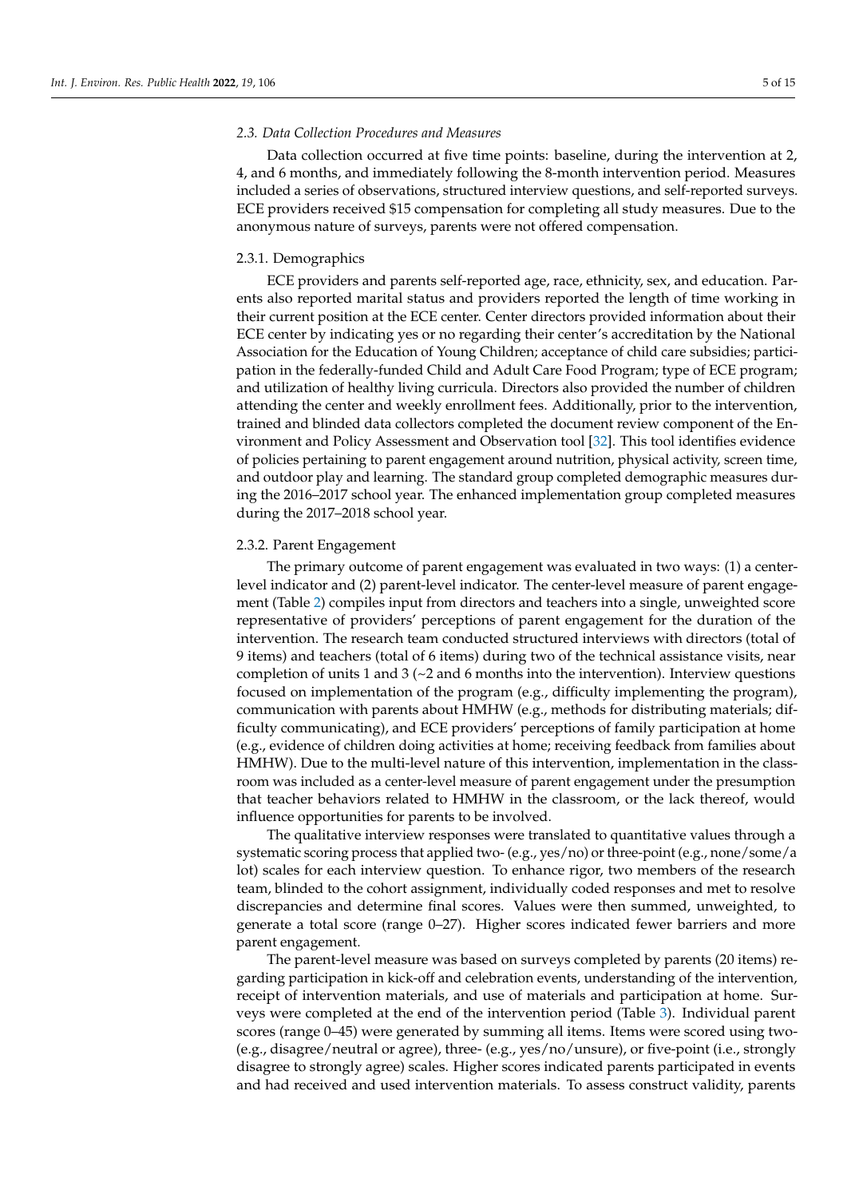### 2.3. Data Collection Procedures and Measures

Data collection occurred at five time points: baseline, during the intervention at 2, 4, and 6 months, and immediately following the 8-month intervention period. Measures included a series of observations, structured interview questions, and self-reported surveys. ECE providers received $15 compensation for completing all study measures. Due to the anonymous nature of surveys, parents were not offered compensation.

#### 2.3.1. Demographics

ECE providers and parents self-reported age, race, ethnicity, sex, and education. Parents also reported marital status and providers reported the length of time working in their current position at the ECE center. Center directors provided information about their ECE center by indicating yes or no regarding their center's accreditation by the National Association for the Education of Young Children; acceptance of child care subsidies; participation in the federally-funded Child and Adult Care Food Program; type of ECE program; and utilization of healthy living curricula. Directors also provided the number of children attending the center and weekly enrollment fees. Additionally, prior to the intervention, trained and blinded data collectors completed the document review component of the Environment and Policy Assessment and Observation tool [32]. This tool identifies evidence of policies pertaining to parent engagement around nutrition, physical activity, screen time, and outdoor play and learning. The standard group completed demographic measures during the 2016–2017 school year. The enhanced implementation group completed measures during the 2017–2018 school year.

#### 2.3.2. Parent Engagement

The primary outcome of parent engagement was evaluated in two ways: (1) a center-level indicator and (2) parent-level indicator. The center-level measure of parent engagement (Table 2) compiles input from directors and teachers into a single, unweighted score representative of providers' perceptions of parent engagement for the duration of the intervention. The research team conducted structured interviews with directors (total of 9 items) and teachers (total of 6 items) during two of the technical assistance visits, near completion of units 1 and 3 (~2 and 6 months into the intervention). Interview questions focused on implementation of the program (e.g., difficulty implementing the program), communication with parents about HMHW (e.g., methods for distributing materials; difficulty communicating), and ECE providers' perceptions of family participation at home (e.g., evidence of children doing activities at home; receiving feedback from families about HMHW). Due to the multi-level nature of this intervention, implementation in the classroom was included as a center-level measure of parent engagement under the presumption that teacher behaviors related to HMHW in the classroom, or the lack thereof, would influence opportunities for parents to be involved.

The qualitative interview responses were translated to quantitative values through a systematic scoring process that applied two- (e.g., yes/no) or three-point (e.g., none/some/a lot) scales for each interview question. To enhance rigor, two members of the research team, blinded to the cohort assignment, individually coded responses and met to resolve discrepancies and determine final scores. Values were then summed, unweighted, to generate a total score (range 0–27). Higher scores indicated fewer barriers and more parent engagement.

The parent-level measure was based on surveys completed by parents (20 items) regarding participation in kick-off and celebration events, understanding of the intervention, receipt of intervention materials, and use of materials and participation at home. Surveys were completed at the end of the intervention period (Table 3). Individual parent scores (range 0–45) were generated by summing all items. Items were scored using two- (e.g., disagree/neutral or agree), three- (e.g., yes/no/unsure), or five-point (i.e., strongly disagree to strongly agree) scales. Higher scores indicated parents participated in events and had received and used intervention materials. To assess construct validity, parents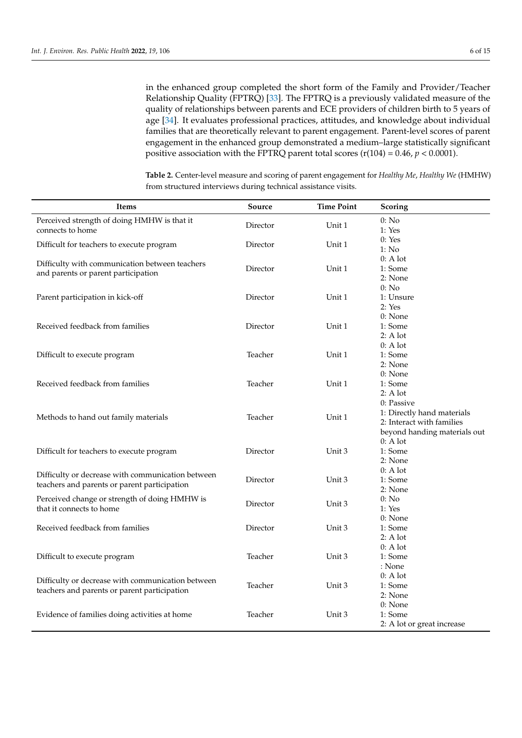in the enhanced group completed the short form of the Family and Provider/Teacher Relationship Quality (FPTRQ) [33]. The FPTRQ is a previously validated measure of the quality of relationships between parents and ECE providers of children birth to 5 years of age [34]. It evaluates professional practices, attitudes, and knowledge about individual families that are theoretically relevant to parent engagement. Parent-level scores of parent engagement in the enhanced group demonstrated a medium–large statistically significant positive association with the FPTRQ parent total scores ($r(104) = 0.46$, $p < 0.0001$).

**Table 2.** Center-level measure and scoring of parent engagement for *Healthy Me, Healthy We* (HMHW) from structured interviews during technical assistance visits.

| Items | Source | Time Point | Scoring |
|---|---|---|---|
| Perceived strength of doing HMHW is that it connects to home | Director | Unit 1 | 0: No<br>1: Yes |
| Difficult for teachers to execute program | Director | Unit 1 | 0: Yes<br>1: No |
| Difficulty with communication between teachers and parents or parent participation | Director | Unit 1 | 0: A lot<br>1: Some<br>2: None |
| Parent participation in kick-off | Director | Unit 1 | 0: No<br>1: Unsure<br>2: Yes |
| Received feedback from families | Director | Unit 1 | 0: None<br>1: Some<br>2: A lot |
| Difficult to execute program | Teacher | Unit 1 | 0: A lot<br>1: Some<br>2: None |
| Received feedback from families | Teacher | Unit 1 | 0: None<br>1: Some<br>2: A lot |
| Methods to hand out family materials | Teacher | Unit 1 | 0: Passive<br>1: Directly hand materials<br>2: Interact with families beyond handing materials out |
| Difficult for teachers to execute program | Director | Unit 3 | 0: A lot<br>1: Some<br>2: None |
| Difficulty or decrease with communication between teachers and parents or parent participation | Director | Unit 3 | 0: A lot<br>1: Some<br>2: None |
| Perceived change or strength of doing HMHW is that it connects to home | Director | Unit 3 | 0: No<br>1: Yes |
| Received feedback from families | Director | Unit 3 | 0: None<br>1: Some<br>2: A lot |
| Difficult to execute program | Teacher | Unit 3 | 0: A lot<br>1: Some<br>: None |
| Difficulty or decrease with communication between teachers and parents or parent participation | Teacher | Unit 3 | 0: A lot<br>1: Some<br>2: None |
| Evidence of families doing activities at home | Teacher | Unit 3 | 0: None<br>1: Some<br>2: A lot or great increase |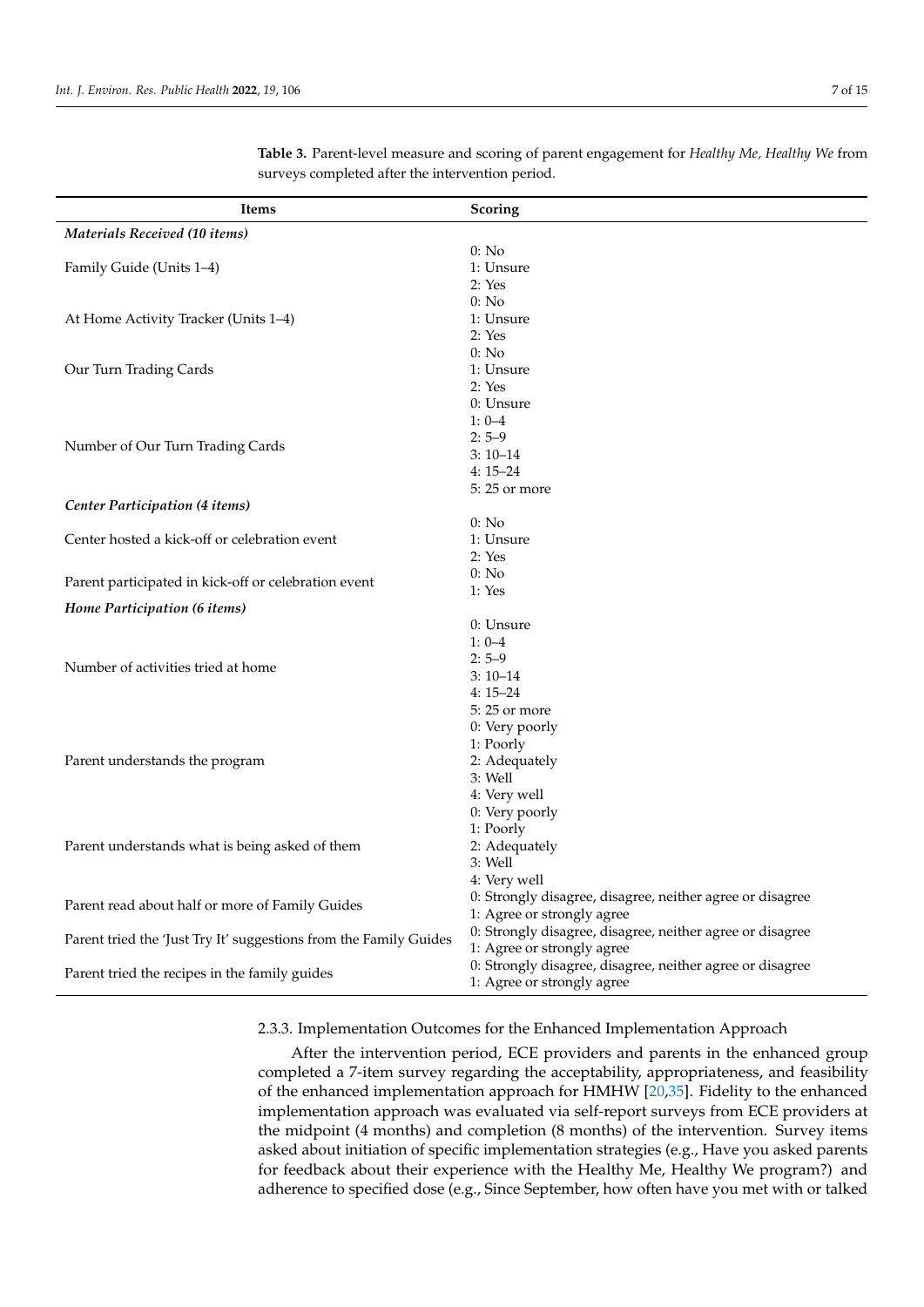**Table 3.** Parent-level measure and scoring of parent engagement for *Healthy Me, Healthy We* from surveys completed after the intervention period.

| Items | Scoring |
|---|---|
| ***Materials Received (10 items)*** | |
| Family Guide (Units 1–4) | 0: No<br>1: Unsure<br>2: Yes |
| At Home Activity Tracker (Units 1–4) | 0: No<br>1: Unsure<br>2: Yes |
| Our Turn Trading Cards | 0: No<br>1: Unsure<br>2: Yes |
| Number of Our Turn Trading Cards | 0: Unsure<br>1: 0–4<br>2: 5–9<br>3: 10–14<br>4: 15–24<br>5: 25 or more |
| ***Center Participation (4 items)*** | |
| Center hosted a kick-off or celebration event | 0: No<br>1: Unsure<br>2: Yes |
| Parent participated in kick-off or celebration event | 0: No<br>1: Yes |
| ***Home Participation (6 items)*** | |
| Number of activities tried at home | 0: Unsure<br>1: 0–4<br>2: 5–9<br>3: 10–14<br>4: 15–24<br>5: 25 or more |
| Parent understands the program | 0: Very poorly<br>1: Poorly<br>2: Adequately<br>3: Well<br>4: Very well |
| Parent understands what is being asked of them | 0: Very poorly<br>1: Poorly<br>2: Adequately<br>3: Well<br>4: Very well |
| Parent read about half or more of Family Guides | 0: Strongly disagree, disagree, neither agree or disagree<br>1: Agree or strongly agree |
| Parent tried the 'Just Try It' suggestions from the Family Guides | 0: Strongly disagree, disagree, neither agree or disagree<br>1: Agree or strongly agree |
| Parent tried the recipes in the family guides | 0: Strongly disagree, disagree, neither agree or disagree<br>1: Agree or strongly agree |

#### 2.3.3. Implementation Outcomes for the Enhanced Implementation Approach

After the intervention period, ECE providers and parents in the enhanced group completed a 7-item survey regarding the acceptability, appropriateness, and feasibility of the enhanced implementation approach for HMHW [20,35]. Fidelity to the enhanced implementation approach was evaluated via self-report surveys from ECE providers at the midpoint (4 months) and completion (8 months) of the intervention. Survey items asked about initiation of specific implementation strategies (e.g., Have you asked parents for feedback about their experience with the Healthy Me, Healthy We program?) and adherence to specified dose (e.g., Since September, how often have you met with or talked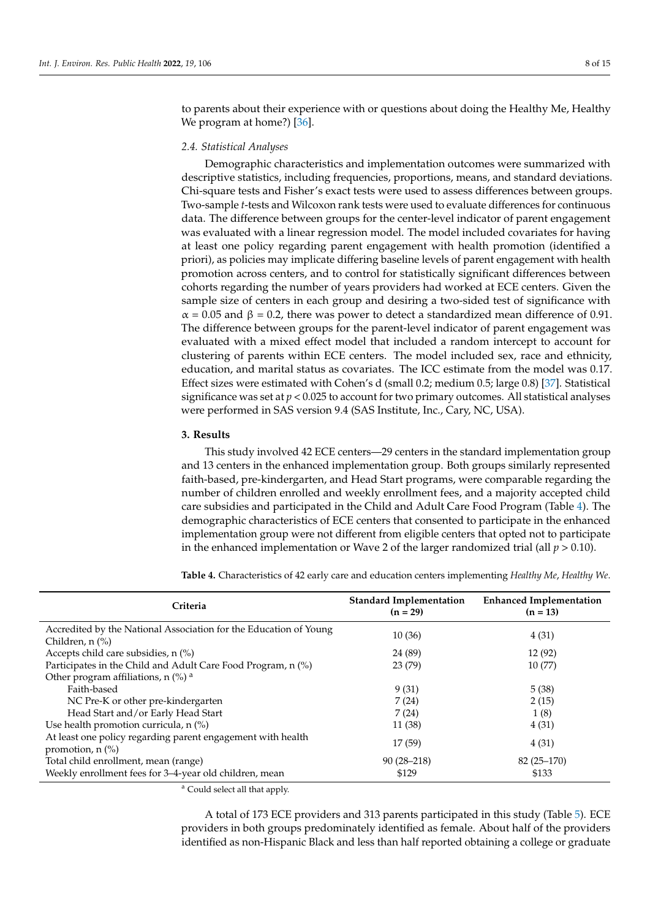to parents about their experience with or questions about doing the Healthy Me, Healthy We program at home?) [36].

### 2.4. Statistical Analyses

Demographic characteristics and implementation outcomes were summarized with descriptive statistics, including frequencies, proportions, means, and standard deviations. Chi-square tests and Fisher's exact tests were used to assess differences between groups. Two-sample *t*-tests and Wilcoxon rank tests were used to evaluate differences for continuous data. The difference between groups for the center-level indicator of parent engagement was evaluated with a linear regression model. The model included covariates for having at least one policy regarding parent engagement with health promotion (identified a priori), as policies may implicate differing baseline levels of parent engagement with health promotion across centers, and to control for statistically significant differences between cohorts regarding the number of years providers had worked at ECE centers. Given the sample size of centers in each group and desiring a two-sided test of significance with $\alpha = 0.05$ and $\beta = 0.2$, there was power to detect a standardized mean difference of 0.91. The difference between groups for the parent-level indicator of parent engagement was evaluated with a mixed effect model that included a random intercept to account for clustering of parents within ECE centers. The model included sex, race and ethnicity, education, and marital status as covariates. The ICC estimate from the model was 0.17. Effect sizes were estimated with Cohen's d (small 0.2; medium 0.5; large 0.8) [37]. Statistical significance was set at $p < 0.025$ to account for two primary outcomes. All statistical analyses were performed in SAS version 9.4 (SAS Institute, Inc., Cary, NC, USA).

## 3. Results

This study involved 42 ECE centers—29 centers in the standard implementation group and 13 centers in the enhanced implementation group. Both groups similarly represented faith-based, pre-kindergarten, and Head Start programs, were comparable regarding the number of children enrolled and weekly enrollment fees, and a majority accepted child care subsidies and participated in the Child and Adult Care Food Program (Table 4). The demographic characteristics of ECE centers that consented to participate in the enhanced implementation group were not different from eligible centers that opted not to participate in the enhanced implementation or Wave 2 of the larger randomized trial (all $p > 0.10$).

**Table 4.** Characteristics of 42 early care and education centers implementing *Healthy Me, Healthy We*.

| Criteria | Standard Implementation (n = 29) | Enhanced Implementation (n = 13) |
|---|---|---|
| Accredited by the National Association for the Education of Young Children, n (%) | 10 (36) | 4 (31) |
| Accepts child care subsidies, n (%) | 24 (89) | 12 (92) |
| Participates in the Child and Adult Care Food Program, n (%) | 23 (79) | 10 (77) |
| Other program affiliations, n (%) [a] | | |
| Faith-based | 9 (31) | 5 (38) |
| NC Pre-K or other pre-kindergarten | 7 (24) | 2 (15) |
| Head Start and/or Early Head Start | 7 (24) | 1 (8) |
| Use health promotion curricula, n (%) | 11 (38) | 4 (31) |
| At least one policy regarding parent engagement with health promotion, n (%) | 17 (59) | 4 (31) |
| Total child enrollment, mean (range) | 90 (28–218) | 82 (25–170) |
| Weekly enrollment fees for 3–4-year old children, mean | $129 | $133 |

[a] Could select all that apply.

A total of 173 ECE providers and 313 parents participated in this study (Table 5). ECE providers in both groups predominately identified as female. About half of the providers identified as non-Hispanic Black and less than half reported obtaining a college or graduate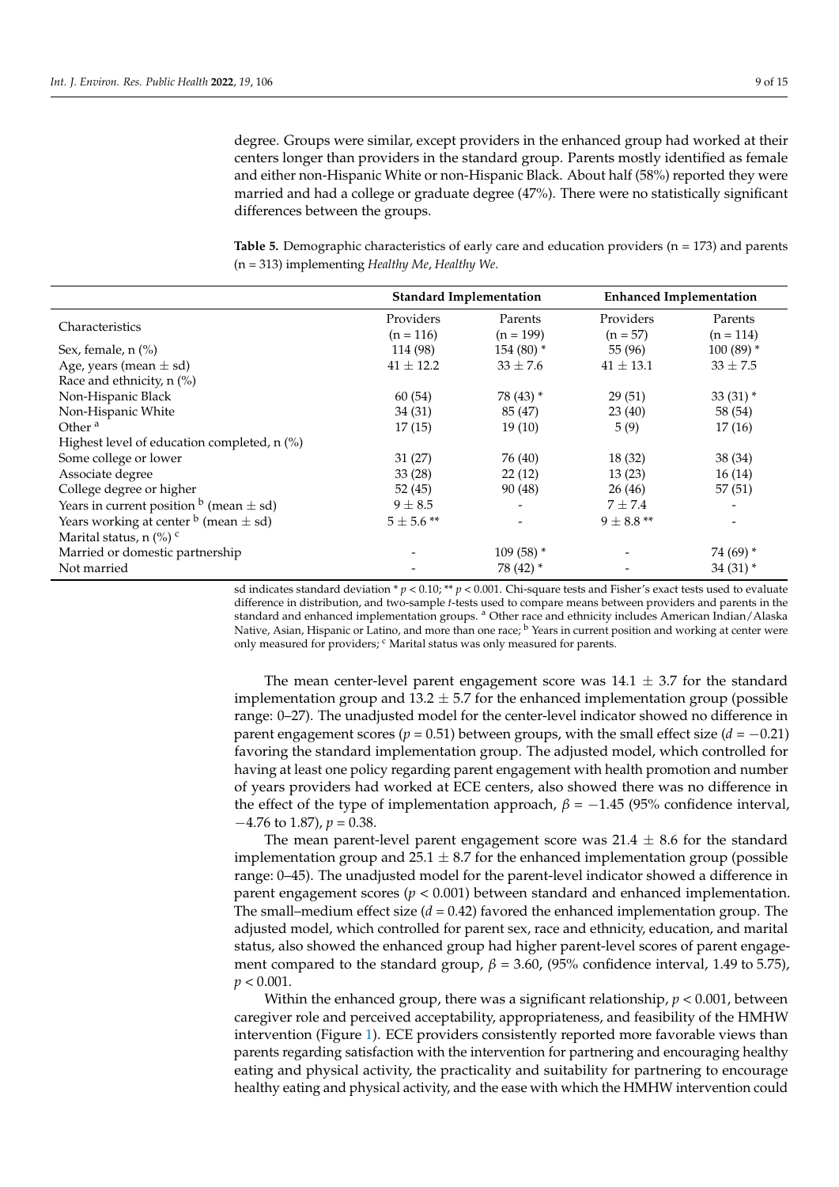degree. Groups were similar, except providers in the enhanced group had worked at their centers longer than providers in the standard group. Parents mostly identified as female and either non-Hispanic White or non-Hispanic Black. About half (58%) reported they were married and had a college or graduate degree (47%). There were no statistically significant differences between the groups.

**Table 5.** Demographic characteristics of early care and education providers (n = 173) and parents (n = 313) implementing *Healthy Me, Healthy We*.

| Characteristics | Standard Implementation | | Enhanced Implementation | |
|---|---|---|---|---|
| | Providers (n = 116) | Parents (n = 199) | Providers (n = 57) | Parents (n = 114) |
| Sex, female, n (%) | 114 (98) | 154 (80) * | 55 (96) | 100 (89) * |
| Age, years (mean ± sd) | 41 ± 12.2 | 33 ± 7.6 | 41 ± 13.1 | 33 ± 7.5 |
| Race and ethnicity, n (%) | | | | |
| Non-Hispanic Black | 60 (54) | 78 (43) * | 29 (51) | 33 (31) * |
| Non-Hispanic White | 34 (31) | 85 (47) | 23 (40) | 58 (54) |
| Other [a] | 17 (15) | 19 (10) | 5 (9) | 17 (16) |
| Highest level of education completed, n (%) | | | | |
| Some college or lower | 31 (27) | 76 (40) | 18 (32) | 38 (34) |
| Associate degree | 33 (28) | 22 (12) | 13 (23) | 16 (14) |
| College degree or higher | 52 (45) | 90 (48) | 26 (46) | 57 (51) |
| Years in current position [b] (mean ± sd) | 9 ± 8.5 | - | 7 ± 7.4 | - |
| Years working at center [b] (mean ± sd) | 5 ± 5.6 ** | - | 9 ± 8.8 ** | - |
| Marital status, n (%) [c] | | | | |
| Married or domestic partnership | - | 109 (58) * | - | 74 (69) * |
| Not married | - | 78 (42) * | - | 34 (31) * |

sd indicates standard deviation * $p < 0.10$; ** $p < 0.001$. Chi-square tests and Fisher's exact tests used to evaluate difference in distribution, and two-sample *t*-tests used to compare means between providers and parents in the standard and enhanced implementation groups. [a] Other race and ethnicity includes American Indian/Alaska Native, Asian, Hispanic or Latino, and more than one race; [b] Years in current position and working at center were only measured for providers; [c] Marital status was only measured for parents.

The mean center-level parent engagement score was 14.1 ± 3.7 for the standard implementation group and 13.2 ± 5.7 for the enhanced implementation group (possible range: 0–27). The unadjusted model for the center-level indicator showed no difference in parent engagement scores ($p = 0.51$) between groups, with the small effect size ($d = -0.21$) favoring the standard implementation group. The adjusted model, which controlled for having at least one policy regarding parent engagement with health promotion and number of years providers had worked at ECE centers, also showed there was no difference in the effect of the type of implementation approach, $\beta = -1.45$ (95% confidence interval, −4.76 to 1.87), $p = 0.38$.

The mean parent-level parent engagement score was 21.4 ± 8.6 for the standard implementation group and 25.1 ± 8.7 for the enhanced implementation group (possible range: 0–45). The unadjusted model for the parent-level indicator showed a difference in parent engagement scores ($p < 0.001$) between standard and enhanced implementation. The small–medium effect size ($d = 0.42$) favored the enhanced implementation group. The adjusted model, which controlled for parent sex, race and ethnicity, education, and marital status, also showed the enhanced group had higher parent-level scores of parent engagement compared to the standard group, $\beta = 3.60$, (95% confidence interval, 1.49 to 5.75), $p < 0.001$.

Within the enhanced group, there was a significant relationship, $p < 0.001$, between caregiver role and perceived acceptability, appropriateness, and feasibility of the HMHW intervention (Figure 1). ECE providers consistently reported more favorable views than parents regarding satisfaction with the intervention for partnering and encouraging healthy eating and physical activity, the practicality and suitability for partnering to encourage healthy eating and physical activity, and the ease with which the HMHW intervention could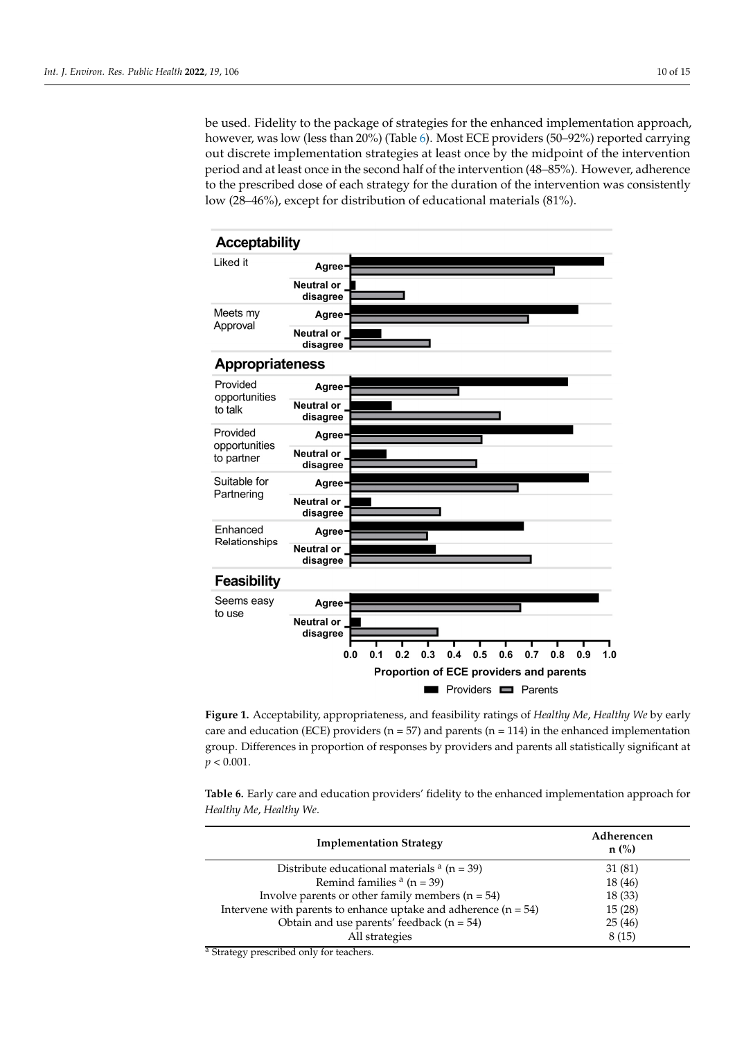be used. Fidelity to the package of strategies for the enhanced implementation approach, however, was low (less than 20%) (Table 6). Most ECE providers (50–92%) reported carrying out discrete implementation strategies at least once by the midpoint of the intervention period and at least once in the second half of the intervention (48–85%). However, adherence to the prescribed dose of each strategy for the duration of the intervention was consistently low (28–46%), except for distribution of educational materials (81%).

Acceptability

Liked it
Agree
Neutral or disagree

Meets my Approval
Agree
Neutral or disagree

Appropriateness

Provided opportunities to talk
Agree
Neutral or disagree

Provided opportunities to partner
Agree
Neutral or disagree

Suitable for Partnering
Agree
Neutral or disagree

Enhanced Relationships
Agree
Neutral or disagree

Feasibility

Seems easy to use
Agree
Neutral or disagree

0.0 0.1 0.2 0.3 0.4 0.5 0.6 0.7 0.8 0.9 1.0

Proportion of ECE providers and parents

Providers Parents

**Figure 1.** Acceptability, appropriateness, and feasibility ratings of *Healthy Me*, *Healthy We* by early care and education (ECE) providers (n = 57) and parents (n = 114) in the enhanced implementation group. Differences in proportion of responses by providers and parents all statistically significant at $p < 0.001$.

**Table 6.** Early care and education providers' fidelity to the enhanced implementation approach for *Healthy Me*, *Healthy We*.

| Implementation Strategy | Adherencen n (%) |
|---|---|
| Distribute educational materials [a] (n = 39) | 31 (81) |
| Remind families [a] (n = 39) | 18 (46) |
| Involve parents or other family members (n = 54) | 18 (33) |
| Intervene with parents to enhance uptake and adherence (n = 54) | 15 (28) |
| Obtain and use parents' feedback (n = 54) | 25 (46) |
| All strategies | 8 (15) |

[a] Strategy prescribed only for teachers.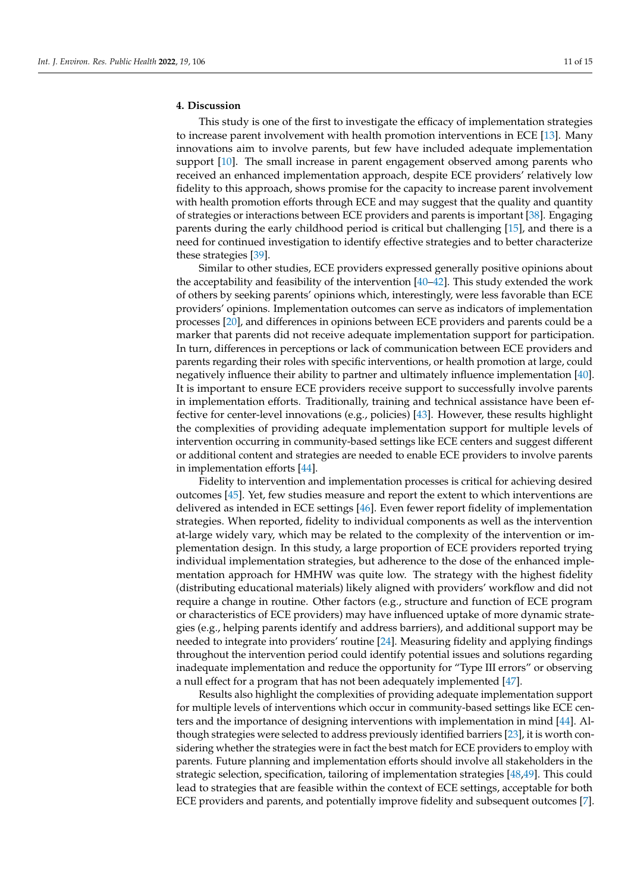## 4. Discussion

This study is one of the first to investigate the efficacy of implementation strategies to increase parent involvement with health promotion interventions in ECE [13]. Many innovations aim to involve parents, but few have included adequate implementation support [10]. The small increase in parent engagement observed among parents who received an enhanced implementation approach, despite ECE providers' relatively low fidelity to this approach, shows promise for the capacity to increase parent involvement with health promotion efforts through ECE and may suggest that the quality and quantity of strategies or interactions between ECE providers and parents is important [38]. Engaging parents during the early childhood period is critical but challenging [15], and there is a need for continued investigation to identify effective strategies and to better characterize these strategies [39].

Similar to other studies, ECE providers expressed generally positive opinions about the acceptability and feasibility of the intervention [40–42]. This study extended the work of others by seeking parents' opinions which, interestingly, were less favorable than ECE providers' opinions. Implementation outcomes can serve as indicators of implementation processes [20], and differences in opinions between ECE providers and parents could be a marker that parents did not receive adequate implementation support for participation. In turn, differences in perceptions or lack of communication between ECE providers and parents regarding their roles with specific interventions, or health promotion at large, could negatively influence their ability to partner and ultimately influence implementation [40]. It is important to ensure ECE providers receive support to successfully involve parents in implementation efforts. Traditionally, training and technical assistance have been effective for center-level innovations (e.g., policies) [43]. However, these results highlight the complexities of providing adequate implementation support for multiple levels of intervention occurring in community-based settings like ECE centers and suggest different or additional content and strategies are needed to enable ECE providers to involve parents in implementation efforts [44].

Fidelity to intervention and implementation processes is critical for achieving desired outcomes [45]. Yet, few studies measure and report the extent to which interventions are delivered as intended in ECE settings [46]. Even fewer report fidelity of implementation strategies. When reported, fidelity to individual components as well as the intervention at-large widely vary, which may be related to the complexity of the intervention or implementation design. In this study, a large proportion of ECE providers reported trying individual implementation strategies, but adherence to the dose of the enhanced implementation approach for HMHW was quite low. The strategy with the highest fidelity (distributing educational materials) likely aligned with providers' workflow and did not require a change in routine. Other factors (e.g., structure and function of ECE program or characteristics of ECE providers) may have influenced uptake of more dynamic strategies (e.g., helping parents identify and address barriers), and additional support may be needed to integrate into providers' routine [24]. Measuring fidelity and applying findings throughout the intervention period could identify potential issues and solutions regarding inadequate implementation and reduce the opportunity for "Type III errors" or observing a null effect for a program that has not been adequately implemented [47].

Results also highlight the complexities of providing adequate implementation support for multiple levels of interventions which occur in community-based settings like ECE centers and the importance of designing interventions with implementation in mind [44]. Although strategies were selected to address previously identified barriers [23], it is worth considering whether the strategies were in fact the best match for ECE providers to employ with parents. Future planning and implementation efforts should involve all stakeholders in the strategic selection, specification, tailoring of implementation strategies [48,49]. This could lead to strategies that are feasible within the context of ECE settings, acceptable for both ECE providers and parents, and potentially improve fidelity and subsequent outcomes [7].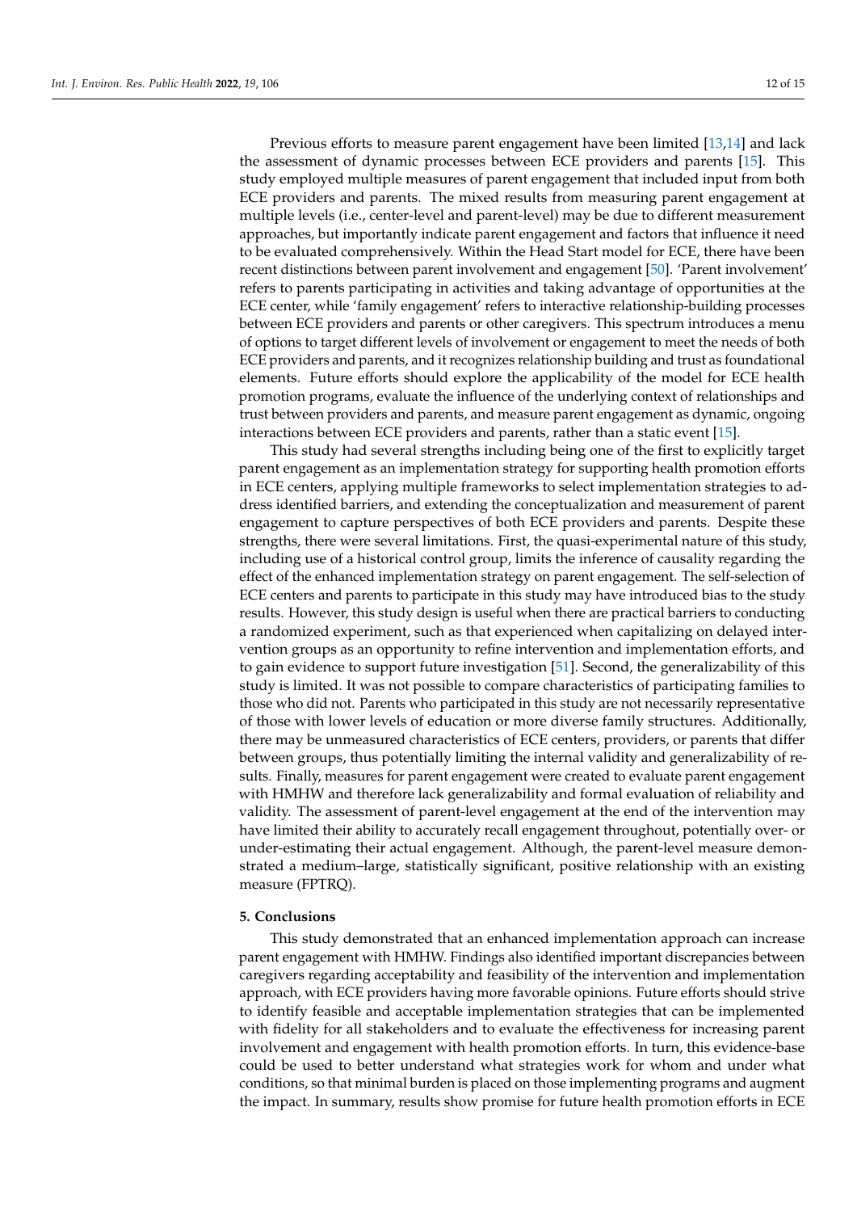Previous efforts to measure parent engagement have been limited [13,14] and lack the assessment of dynamic processes between ECE providers and parents [15]. This study employed multiple measures of parent engagement that included input from both ECE providers and parents. The mixed results from measuring parent engagement at multiple levels (i.e., center-level and parent-level) may be due to different measurement approaches, but importantly indicate parent engagement and factors that influence it need to be evaluated comprehensively. Within the Head Start model for ECE, there have been recent distinctions between parent involvement and engagement [50]. 'Parent involvement' refers to parents participating in activities and taking advantage of opportunities at the ECE center, while 'family engagement' refers to interactive relationship-building processes between ECE providers and parents or other caregivers. This spectrum introduces a menu of options to target different levels of involvement or engagement to meet the needs of both ECE providers and parents, and it recognizes relationship building and trust as foundational elements. Future efforts should explore the applicability of the model for ECE health promotion programs, evaluate the influence of the underlying context of relationships and trust between providers and parents, and measure parent engagement as dynamic, ongoing interactions between ECE providers and parents, rather than a static event [15].

This study had several strengths including being one of the first to explicitly target parent engagement as an implementation strategy for supporting health promotion efforts in ECE centers, applying multiple frameworks to select implementation strategies to address identified barriers, and extending the conceptualization and measurement of parent engagement to capture perspectives of both ECE providers and parents. Despite these strengths, there were several limitations. First, the quasi-experimental nature of this study, including use of a historical control group, limits the inference of causality regarding the effect of the enhanced implementation strategy on parent engagement. The self-selection of ECE centers and parents to participate in this study may have introduced bias to the study results. However, this study design is useful when there are practical barriers to conducting a randomized experiment, such as that experienced when capitalizing on delayed intervention groups as an opportunity to refine intervention and implementation efforts, and to gain evidence to support future investigation [51]. Second, the generalizability of this study is limited. It was not possible to compare characteristics of participating families to those who did not. Parents who participated in this study are not necessarily representative of those with lower levels of education or more diverse family structures. Additionally, there may be unmeasured characteristics of ECE centers, providers, or parents that differ between groups, thus potentially limiting the internal validity and generalizability of results. Finally, measures for parent engagement were created to evaluate parent engagement with HMHW and therefore lack generalizability and formal evaluation of reliability and validity. The assessment of parent-level engagement at the end of the intervention may have limited their ability to accurately recall engagement throughout, potentially over- or under-estimating their actual engagement. Although, the parent-level measure demonstrated a medium–large, statistically significant, positive relationship with an existing measure (FPTRQ).

## 5. Conclusions

This study demonstrated that an enhanced implementation approach can increase parent engagement with HMHW. Findings also identified important discrepancies between caregivers regarding acceptability and feasibility of the intervention and implementation approach, with ECE providers having more favorable opinions. Future efforts should strive to identify feasible and acceptable implementation strategies that can be implemented with fidelity for all stakeholders and to evaluate the effectiveness for increasing parent involvement and engagement with health promotion efforts. In turn, this evidence-base could be used to better understand what strategies work for whom and under what conditions, so that minimal burden is placed on those implementing programs and augment the impact. In summary, results show promise for future health promotion efforts in ECE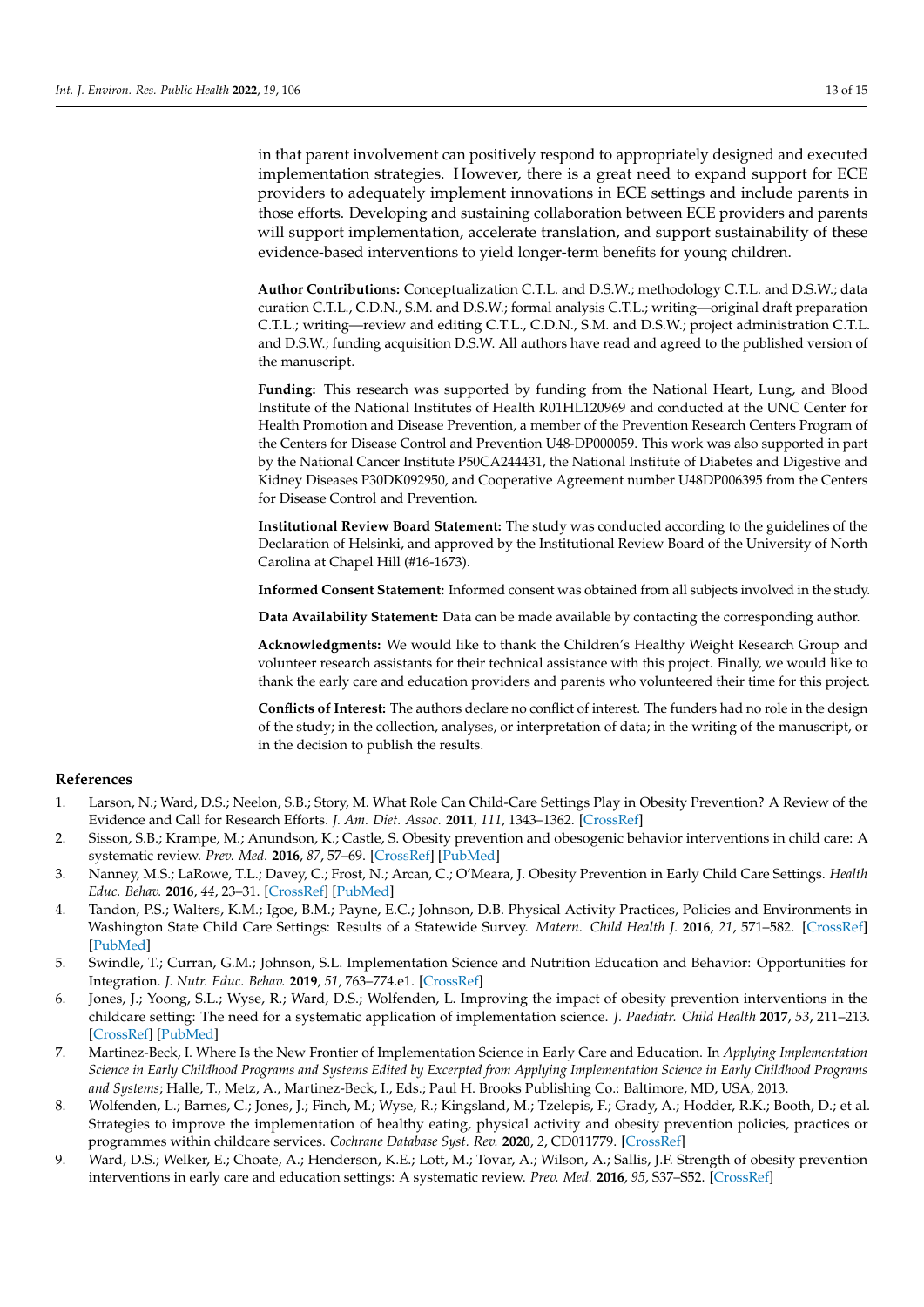in that parent involvement can positively respond to appropriately designed and executed implementation strategies. However, there is a great need to expand support for ECE providers to adequately implement innovations in ECE settings and include parents in those efforts. Developing and sustaining collaboration between ECE providers and parents will support implementation, accelerate translation, and support sustainability of these evidence-based interventions to yield longer-term benefits for young children.

**Author Contributions:** Conceptualization C.T.L. and D.S.W.; methodology C.T.L. and D.S.W.; data curation C.T.L., C.D.N., S.M. and D.S.W.; formal analysis C.T.L.; writing—original draft preparation C.T.L.; writing—review and editing C.T.L., C.D.N., S.M. and D.S.W.; project administration C.T.L. and D.S.W.; funding acquisition D.S.W. All authors have read and agreed to the published version of the manuscript.

**Funding:** This research was supported by funding from the National Heart, Lung, and Blood Institute of the National Institutes of Health R01HL120969 and conducted at the UNC Center for Health Promotion and Disease Prevention, a member of the Prevention Research Centers Program of the Centers for Disease Control and Prevention U48-DP000059. This work was also supported in part by the National Cancer Institute P50CA244431, the National Institute of Diabetes and Digestive and Kidney Diseases P30DK092950, and Cooperative Agreement number U48DP006395 from the Centers for Disease Control and Prevention.

**Institutional Review Board Statement:** The study was conducted according to the guidelines of the Declaration of Helsinki, and approved by the Institutional Review Board of the University of North Carolina at Chapel Hill (#16-1673).

**Informed Consent Statement:** Informed consent was obtained from all subjects involved in the study.

**Data Availability Statement:** Data can be made available by contacting the corresponding author.

**Acknowledgments:** We would like to thank the Children's Healthy Weight Research Group and volunteer research assistants for their technical assistance with this project. Finally, we would like to thank the early care and education providers and parents who volunteered their time for this project.

**Conflicts of Interest:** The authors declare no conflict of interest. The funders had no role in the design of the study; in the collection, analyses, or interpretation of data; in the writing of the manuscript, or in the decision to publish the results.

## References

1. Larson, N.; Ward, D.S.; Neelon, S.B.; Story, M. What Role Can Child-Care Settings Play in Obesity Prevention? A Review of the Evidence and Call for Research Efforts. *J. Am. Diet. Assoc.* **2011**, *111*, 1343–1362. [CrossRef]
2. Sisson, S.B.; Krampe, M.; Anundson, K.; Castle, S. Obesity prevention and obesogenic behavior interventions in child care: A systematic review. *Prev. Med.* **2016**, *87*, 57–69. [CrossRef] [PubMed]
3. Nanney, M.S.; LaRowe, T.L.; Davey, C.; Frost, N.; Arcan, C.; O'Meara, J. Obesity Prevention in Early Child Care Settings. *Health Educ. Behav.* **2016**, *44*, 23–31. [CrossRef] [PubMed]
4. Tandon, P.S.; Walters, K.M.; Igoe, B.M.; Payne, E.C.; Johnson, D.B. Physical Activity Practices, Policies and Environments in Washington State Child Care Settings: Results of a Statewide Survey. *Matern. Child Health J.* **2016**, *21*, 571–582. [CrossRef] [PubMed]
5. Swindle, T.; Curran, G.M.; Johnson, S.L. Implementation Science and Nutrition Education and Behavior: Opportunities for Integration. *J. Nutr. Educ. Behav.* **2019**, *51*, 763–774.e1. [CrossRef]
6. Jones, J.; Yoong, S.L.; Wyse, R.; Ward, D.S.; Wolfenden, L. Improving the impact of obesity prevention interventions in the childcare setting: The need for a systematic application of implementation science. *J. Paediatr. Child Health* **2017**, *53*, 211–213. [CrossRef] [PubMed]
7. Martinez-Beck, I. Where Is the New Frontier of Implementation Science in Early Care and Education. In *Applying Implementation Science in Early Childhood Programs and Systems Edited by Excerpted from Applying Implementation Science in Early Childhood Programs and Systems*; Halle, T., Metz, A., Martinez-Beck, I., Eds.; Paul H. Brooks Publishing Co.: Baltimore, MD, USA, 2013.
8. Wolfenden, L.; Barnes, C.; Jones, J.; Finch, M.; Wyse, R.; Kingsland, M.; Tzelepis, F.; Grady, A.; Hodder, R.K.; Booth, D.; et al. Strategies to improve the implementation of healthy eating, physical activity and obesity prevention policies, practices or programmes within childcare services. *Cochrane Database Syst. Rev.* **2020**, *2*, CD011779. [CrossRef]
9. Ward, D.S.; Welker, E.; Choate, A.; Henderson, K.E.; Lott, M.; Tovar, A.; Wilson, A.; Sallis, J.F. Strength of obesity prevention interventions in early care and education settings: A systematic review. *Prev. Med.* **2016**, *95*, S37–S52. [CrossRef]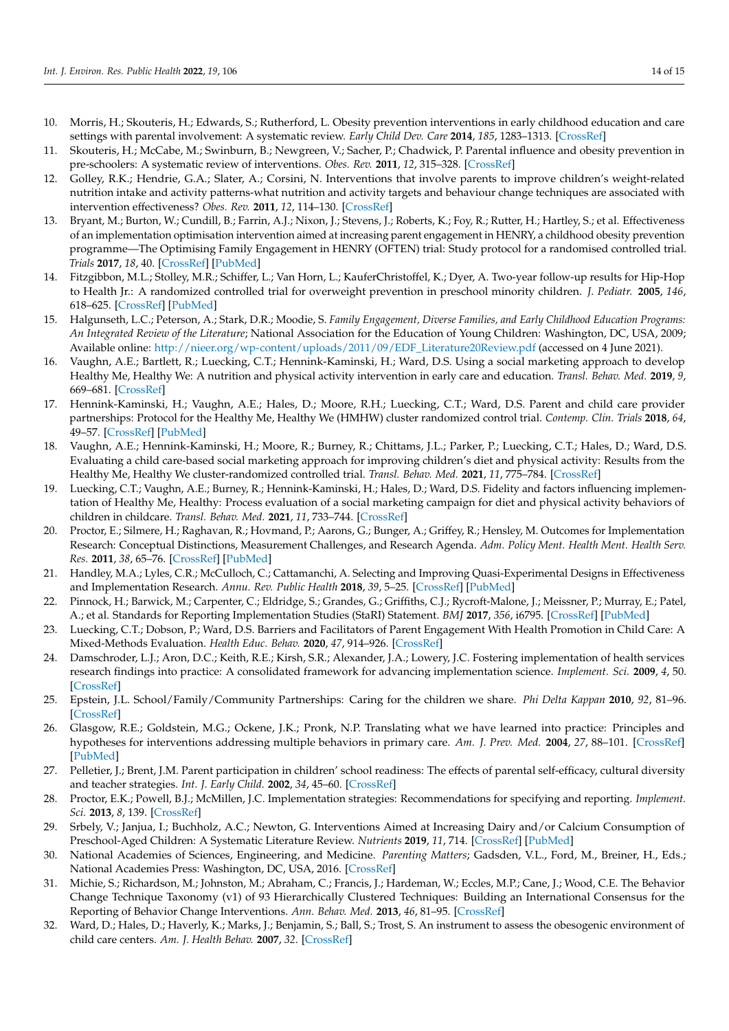10. Morris, H.; Skouteris, H.; Edwards, S.; Rutherford, L. Obesity prevention interventions in early childhood education and care settings with parental involvement: A systematic review. *Early Child Dev. Care* **2014**, *185*, 1283–1313. [CrossRef]
11. Skouteris, H.; McCabe, M.; Swinburn, B.; Newgreen, V.; Sacher, P.; Chadwick, P. Parental influence and obesity prevention in pre-schoolers: A systematic review of interventions. *Obes. Rev.* **2011**, *12*, 315–328. [CrossRef]
12. Golley, R.K.; Hendrie, G.A.; Slater, A.; Corsini, N. Interventions that involve parents to improve children's weight-related nutrition intake and activity patterns-what nutrition and activity targets and behaviour change techniques are associated with intervention effectiveness? *Obes. Rev.* **2011**, *12*, 114–130. [CrossRef]
13. Bryant, M.; Burton, W.; Cundill, B.; Farrin, A.J.; Nixon, J.; Stevens, J.; Roberts, K.; Foy, R.; Rutter, H.; Hartley, S.; et al. Effectiveness of an implementation optimisation intervention aimed at increasing parent engagement in HENRY, a childhood obesity prevention programme—The Optimising Family Engagement in HENRY (OFTEN) trial: Study protocol for a randomised controlled trial. *Trials* **2017**, *18*, 40. [CrossRef] [PubMed]
14. Fitzgibbon, M.L.; Stolley, M.R.; Schiffer, L.; Van Horn, L.; KauferChristoffel, K.; Dyer, A. Two-year follow-up results for Hip-Hop to Health Jr.: A randomized controlled trial for overweight prevention in preschool minority children. *J. Pediatr.* **2005**, *146*, 618–625. [CrossRef] [PubMed]
15. Halgunseth, L.C.; Peterson, A.; Stark, D.R.; Moodie, S. *Family Engagement, Diverse Families, and Early Childhood Education Programs: An Integrated Review of the Literature*; National Association for the Education of Young Children: Washington, DC, USA, 2009; Available online: http://nieer.org/wp-content/uploads/2011/09/EDF_Literature20Review.pdf (accessed on 4 June 2021).
16. Vaughn, A.E.; Bartlett, R.; Luecking, C.T.; Hennink-Kaminski, H.; Ward, D.S. Using a social marketing approach to develop Healthy Me, Healthy We: A nutrition and physical activity intervention in early care and education. *Transl. Behav. Med.* **2019**, *9*, 669–681. [CrossRef]
17. Hennink-Kaminski, H.; Vaughn, A.E.; Hales, D.; Moore, R.H.; Luecking, C.T.; Ward, D.S. Parent and child care provider partnerships: Protocol for the Healthy Me, Healthy We (HMHW) cluster randomized control trial. *Contemp. Clin. Trials* **2018**, *64*, 49–57. [CrossRef] [PubMed]
18. Vaughn, A.E.; Hennink-Kaminski, H.; Moore, R.; Burney, R.; Chittams, J.L.; Parker, P.; Luecking, C.T.; Hales, D.; Ward, D.S. Evaluating a child care-based social marketing approach for improving children's diet and physical activity: Results from the Healthy Me, Healthy We cluster-randomized controlled trial. *Transl. Behav. Med.* **2021**, *11*, 775–784. [CrossRef]
19. Luecking, C.T.; Vaughn, A.E.; Burney, R.; Hennink-Kaminski, H.; Hales, D.; Ward, D.S. Fidelity and factors influencing implementation of Healthy Me, Healthy: Process evaluation of a social marketing campaign for diet and physical activity behaviors of children in childcare. *Transl. Behav. Med.* **2021**, *11*, 733–744. [CrossRef]
20. Proctor, E.; Silmere, H.; Raghavan, R.; Hovmand, P.; Aarons, G.; Bunger, A.; Griffey, R.; Hensley, M. Outcomes for Implementation Research: Conceptual Distinctions, Measurement Challenges, and Research Agenda. *Adm. Policy Ment. Health Ment. Health Serv. Res.* **2011**, *38*, 65–76. [CrossRef] [PubMed]
21. Handley, M.A.; Lyles, C.R.; McCulloch, C.; Cattamanchi, A. Selecting and Improving Quasi-Experimental Designs in Effectiveness and Implementation Research. *Annu. Rev. Public Health* **2018**, *39*, 5–25. [CrossRef] [PubMed]
22. Pinnock, H.; Barwick, M.; Carpenter, C.; Eldridge, S.; Grandes, G.; Griffiths, C.J.; Rycroft-Malone, J.; Meissner, P.; Murray, E.; Patel, A.; et al. Standards for Reporting Implementation Studies (StaRI) Statement. *BMJ* **2017**, *356*, i6795. [CrossRef] [PubMed]
23. Luecking, C.T.; Dobson, P.; Ward, D.S. Barriers and Facilitators of Parent Engagement With Health Promotion in Child Care: A Mixed-Methods Evaluation. *Health Educ. Behav.* **2020**, *47*, 914–926. [CrossRef]
24. Damschroder, L.J.; Aron, D.C.; Keith, R.E.; Kirsh, S.R.; Alexander, J.A.; Lowery, J.C. Fostering implementation of health services research findings into practice: A consolidated framework for advancing implementation science. *Implement. Sci.* **2009**, *4*, 50. [CrossRef]
25. Epstein, J.L. School/Family/Community Partnerships: Caring for the children we share. *Phi Delta Kappan* **2010**, *92*, 81–96. [CrossRef]
26. Glasgow, R.E.; Goldstein, M.G.; Ockene, J.K.; Pronk, N.P. Translating what we have learned into practice: Principles and hypotheses for interventions addressing multiple behaviors in primary care. *Am. J. Prev. Med.* **2004**, *27*, 88–101. [CrossRef] [PubMed]
27. Pelletier, J.; Brent, J.M. Parent participation in children' school readiness: The effects of parental self-efficacy, cultural diversity and teacher strategies. *Int. J. Early Child.* **2002**, *34*, 45–60. [CrossRef]
28. Proctor, E.K.; Powell, B.J.; McMillen, J.C. Implementation strategies: Recommendations for specifying and reporting. *Implement. Sci.* **2013**, *8*, 139. [CrossRef]
29. Srbely, V.; Janjua, I.; Buchholz, A.C.; Newton, G. Interventions Aimed at Increasing Dairy and/or Calcium Consumption of Preschool-Aged Children: A Systematic Literature Review. *Nutrients* **2019**, *11*, 714. [CrossRef] [PubMed]
30. National Academies of Sciences, Engineering, and Medicine. *Parenting Matters*; Gadsden, V.L., Ford, M., Breiner, H., Eds.; National Academies Press: Washington, DC, USA, 2016. [CrossRef]
31. Michie, S.; Richardson, M.; Johnston, M.; Abraham, C.; Francis, J.; Hardeman, W.; Eccles, M.P.; Cane, J.; Wood, C.E. The Behavior Change Technique Taxonomy (v1) of 93 Hierarchically Clustered Techniques: Building an International Consensus for the Reporting of Behavior Change Interventions. *Ann. Behav. Med.* **2013**, *46*, 81–95. [CrossRef]
32. Ward, D.; Hales, D.; Haverly, K.; Marks, J.; Benjamin, S.; Ball, S.; Trost, S. An instrument to assess the obesogenic environment of child care centers. *Am. J. Health Behav.* **2007**, *32*. [CrossRef]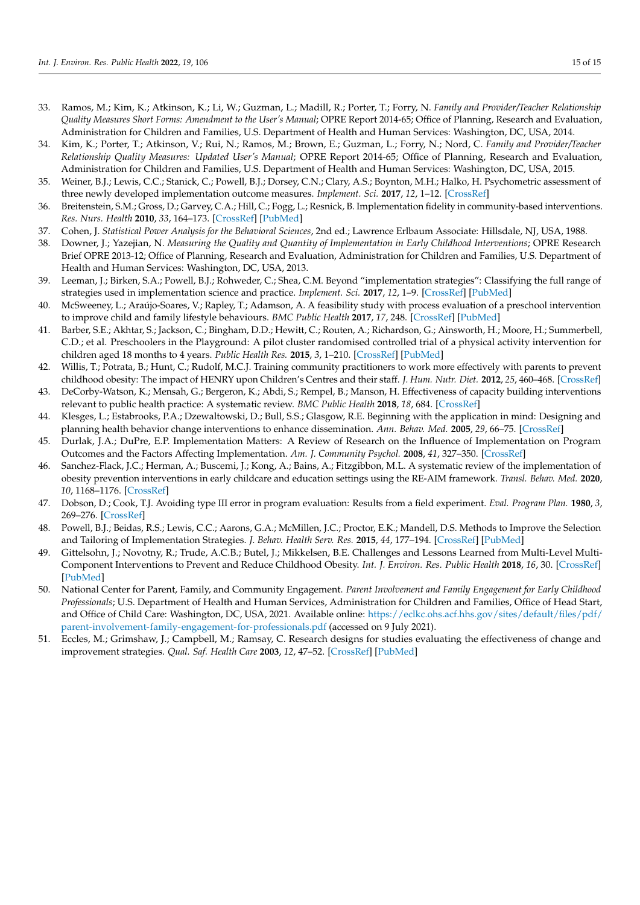33. Ramos, M.; Kim, K.; Atkinson, K.; Li, W.; Guzman, L.; Madill, R.; Porter, T.; Forry, N. *Family and Provider/Teacher Relationship Quality Measures Short Forms: Amendment to the User's Manual*; OPRE Report 2014-65; Office of Planning, Research and Evaluation, Administration for Children and Families, U.S. Department of Health and Human Services: Washington, DC, USA, 2014.
34. Kim, K.; Porter, T.; Atkinson, V.; Rui, N.; Ramos, M.; Brown, E.; Guzman, L.; Forry, N.; Nord, C. *Family and Provider/Teacher Relationship Quality Measures: Updated User's Manual*; OPRE Report 2014-65; Office of Planning, Research and Evaluation, Administration for Children and Families, U.S. Department of Health and Human Services: Washington, DC, USA, 2015.
35. Weiner, B.J.; Lewis, C.C.; Stanick, C.; Powell, B.J.; Dorsey, C.N.; Clary, A.S.; Boynton, M.H.; Halko, H. Psychometric assessment of three newly developed implementation outcome measures. *Implement. Sci.* **2017**, *12*, 1–12. [CrossRef]
36. Breitenstein, S.M.; Gross, D.; Garvey, C.A.; Hill, C.; Fogg, L.; Resnick, B. Implementation fidelity in community-based interventions. *Res. Nurs. Health* **2010**, *33*, 164–173. [CrossRef] [PubMed]
37. Cohen, J. *Statistical Power Analysis for the Behavioral Sciences*, 2nd ed.; Lawrence Erlbaum Associate: Hillsdale, NJ, USA, 1988.
38. Downer, J.; Yazejian, N. *Measuring the Quality and Quantity of Implementation in Early Childhood Interventions*; OPRE Research Brief OPRE 2013-12; Office of Planning, Research and Evaluation, Administration for Children and Families, U.S. Department of Health and Human Services: Washington, DC, USA, 2013.
39. Leeman, J.; Birken, S.A.; Powell, B.J.; Rohweder, C.; Shea, C.M. Beyond "implementation strategies": Classifying the full range of strategies used in implementation science and practice. *Implement. Sci.* **2017**, *12*, 1–9. [CrossRef] [PubMed]
40. McSweeney, L.; Araújo-Soares, V.; Rapley, T.; Adamson, A. A feasibility study with process evaluation of a preschool intervention to improve child and family lifestyle behaviours. *BMC Public Health* **2017**, *17*, 248. [CrossRef] [PubMed]
41. Barber, S.E.; Akhtar, S.; Jackson, C.; Bingham, D.D.; Hewitt, C.; Routen, A.; Richardson, G.; Ainsworth, H.; Moore, H.; Summerbell, C.D.; et al. Preschoolers in the Playground: A pilot cluster randomised controlled trial of a physical activity intervention for children aged 18 months to 4 years. *Public Health Res.* **2015**, *3*, 1–210. [CrossRef] [PubMed]
42. Willis, T.; Potrata, B.; Hunt, C.; Rudolf, M.C.J. Training community practitioners to work more effectively with parents to prevent childhood obesity: The impact of HENRY upon Children's Centres and their staff. *J. Hum. Nutr. Diet.* **2012**, *25*, 460–468. [CrossRef]
43. DeCorby-Watson, K.; Mensah, G.; Bergeron, K.; Abdi, S.; Rempel, B.; Manson, H. Effectiveness of capacity building interventions relevant to public health practice: A systematic review. *BMC Public Health* **2018**, *18*, 684. [CrossRef]
44. Klesges, L.; Estabrooks, P.A.; Dzewaltowski, D.; Bull, S.S.; Glasgow, R.E. Beginning with the application in mind: Designing and planning health behavior change interventions to enhance dissemination. *Ann. Behav. Med.* **2005**, *29*, 66–75. [CrossRef]
45. Durlak, J.A.; DuPre, E.P. Implementation Matters: A Review of Research on the Influence of Implementation on Program Outcomes and the Factors Affecting Implementation. *Am. J. Community Psychol.* **2008**, *41*, 327–350. [CrossRef]
46. Sanchez-Flack, J.C.; Herman, A.; Buscemi, J.; Kong, A.; Bains, A.; Fitzgibbon, M.L. A systematic review of the implementation of obesity prevention interventions in early childcare and education settings using the RE-AIM framework. *Transl. Behav. Med.* **2020**, *10*, 1168–1176. [CrossRef]
47. Dobson, D.; Cook, T.J. Avoiding type III error in program evaluation: Results from a field experiment. *Eval. Program Plan.* **1980**, *3*, 269–276. [CrossRef]
48. Powell, B.J.; Beidas, R.S.; Lewis, C.C.; Aarons, G.A.; McMillen, J.C.; Proctor, E.K.; Mandell, D.S. Methods to Improve the Selection and Tailoring of Implementation Strategies. *J. Behav. Health Serv. Res.* **2015**, *44*, 177–194. [CrossRef] [PubMed]
49. Gittelsohn, J.; Novotny, R.; Trude, A.C.B.; Butel, J.; Mikkelsen, B.E. Challenges and Lessons Learned from Multi-Level Multi-Component Interventions to Prevent and Reduce Childhood Obesity. *Int. J. Environ. Res. Public Health* **2018**, *16*, 30. [CrossRef] [PubMed]
50. National Center for Parent, Family, and Community Engagement. *Parent Involvement and Family Engagement for Early Childhood Professionals*; U.S. Department of Health and Human Services, Administration for Children and Families, Office of Head Start, and Office of Child Care: Washington, DC, USA, 2021. Available online: https://eclkc.ohs.acf.hhs.gov/sites/default/files/pdf/parent-involvement-family-engagement-for-professionals.pdf (accessed on 9 July 2021).
51. Eccles, M.; Grimshaw, J.; Campbell, M.; Ramsay, C. Research designs for studies evaluating the effectiveness of change and improvement strategies. *Qual. Saf. Health Care* **2003**, *12*, 47–52. [CrossRef] [PubMed]